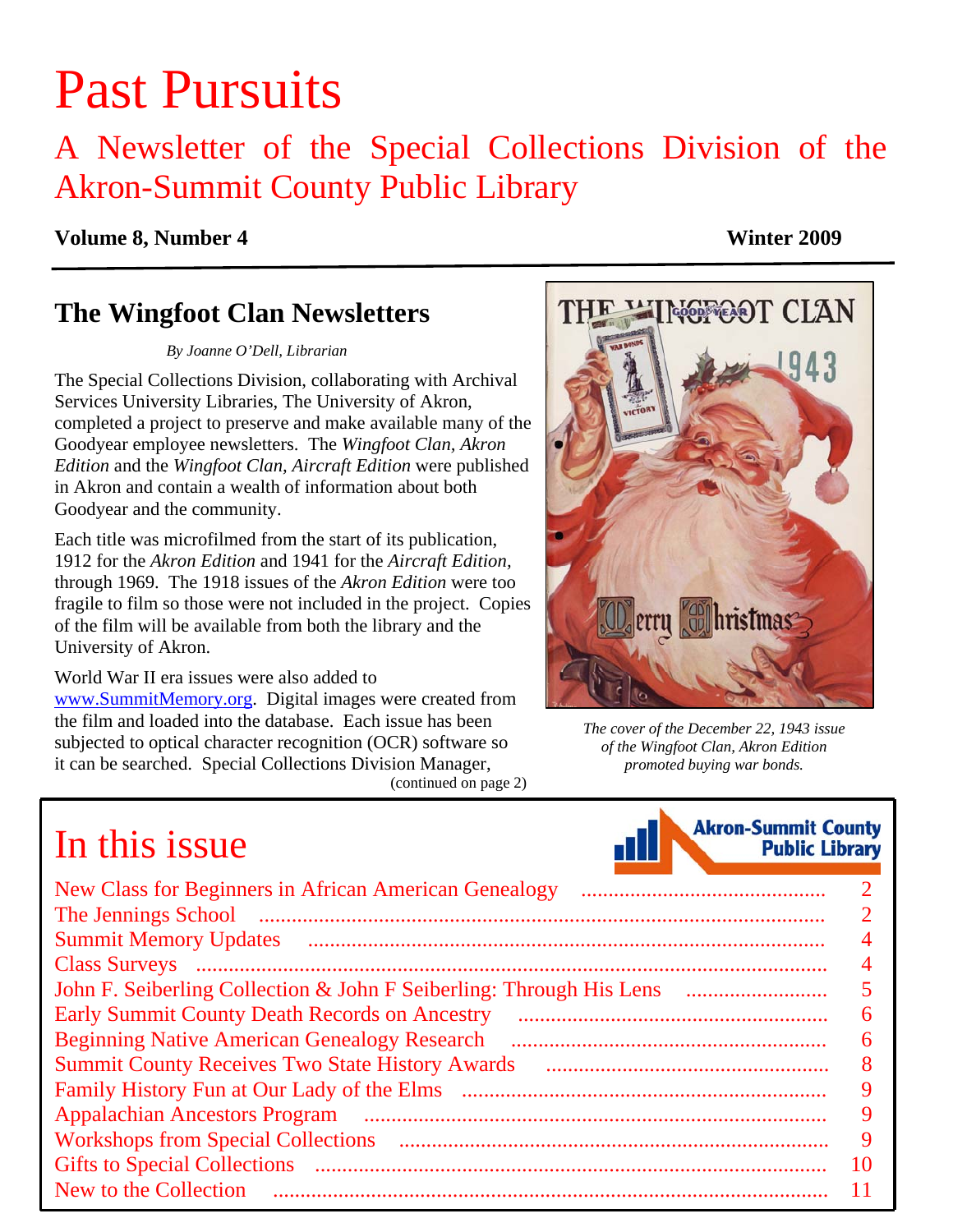# Past Pursuits

## A Newsletter of the Special Collections Division of the Akron-Summit County Public Library

**Volume 8, Number 4** **Winter 2009**

## The Wingfoot Clan Newsletters

*By Joanne O'Dell, Librarian*

The Special Collections Division, collaborating with Archival Services University Libraries, The University of Akron, completed a project to preserve and make available many of the Goodyear employee newsletters. The *Wingfoot Clan, Akron Edition* and the *Wingfoot Clan, Aircraft Edition* were published in Akron and contain a wealth of information about both Goodyear and the community.

Each title was microfilmed from the start of its publication, 1912 for the *Akron Edition* and 1941 for the *Aircraft Edition*, through 1969. The 1918 issues of the *Akron Edition* were too fragile to film so those were not included in the project. Copies of the film will be available from both the library and the University of Akron.

World War II era issues were also added to www.SummitMemory.org. Digital images were created from the film and loaded into the database. Each issue has been subjected to optical character recognition (OCR) software so it can be searched. Special Collections Division Manager,

(continued on page 2)

*The cover of the December 22, 1943 issue of the Wingfoot Clan, Akron Edition promoted buying war bonds.*

## In this issue

| | |
|---|---|
| New Class for Beginners in African American Genealogy | 2 |
| The Jennings School | 2 |
| Summit Memory Updates | 4 |
| Class Surveys | 4 |
| John F. Seiberling Collection & John F Seiberling: Through His Lens | 5 |
| Early Summit County Death Records on Ancestry | 6 |
| Beginning Native American Genealogy Research | 6 |
| Summit County Receives Two State History Awards | 8 |
| Family History Fun at Our Lady of the Elms | 9 |
| Appalachian Ancestors Program | 9 |
| Workshops from Special Collections | 9 |
| Gifts to Special Collections | 10 |
| New to the Collection | 11 |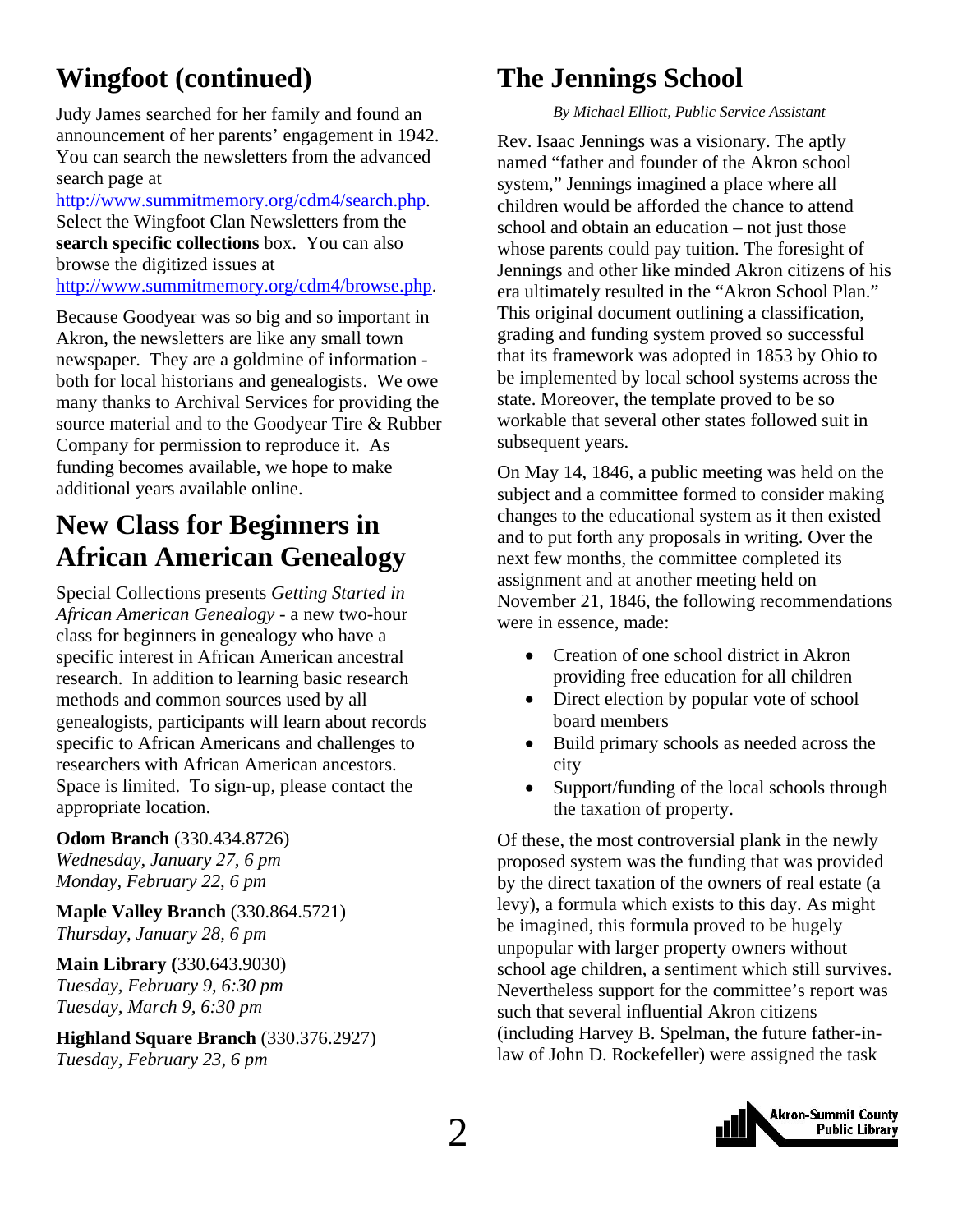## Wingfoot (continued)

Judy James searched for her family and found an announcement of her parents' engagement in 1942. You can search the newsletters from the advanced search page at http://www.summitmemory.org/cdm4/search.php. Select the Wingfoot Clan Newsletters from the **search specific collections** box. You can also browse the digitized issues at http://www.summitmemory.org/cdm4/browse.php.

Because Goodyear was so big and so important in Akron, the newsletters are like any small town newspaper. They are a goldmine of information - both for local historians and genealogists. We owe many thanks to Archival Services for providing the source material and to the Goodyear Tire & Rubber Company for permission to reproduce it. As funding becomes available, we hope to make additional years available online.

## New Class for Beginners in African American Genealogy

Special Collections presents *Getting Started in African American Genealogy* - a new two-hour class for beginners in genealogy who have a specific interest in African American ancestral research. In addition to learning basic research methods and common sources used by all genealogists, participants will learn about records specific to African Americans and challenges to researchers with African American ancestors. Space is limited. To sign-up, please contact the appropriate location.

**Odom Branch** (330.434.8726)
*Wednesday, January 27, 6 pm*
*Monday, February 22, 6 pm*

**Maple Valley Branch** (330.864.5721)
*Thursday, January 28, 6 pm*

**Main Library (**330.643.9030)
*Tuesday, February 9, 6:30 pm*
*Tuesday, March 9, 6:30 pm*

**Highland Square Branch** (330.376.2927)
*Tuesday, February 23, 6 pm*

## The Jennings School

*By Michael Elliott, Public Service Assistant*

Rev. Isaac Jennings was a visionary. The aptly named "father and founder of the Akron school system," Jennings imagined a place where all children would be afforded the chance to attend school and obtain an education – not just those whose parents could pay tuition. The foresight of Jennings and other like minded Akron citizens of his era ultimately resulted in the "Akron School Plan." This original document outlining a classification, grading and funding system proved so successful that its framework was adopted in 1853 by Ohio to be implemented by local school systems across the state. Moreover, the template proved to be so workable that several other states followed suit in subsequent years.

On May 14, 1846, a public meeting was held on the subject and a committee formed to consider making changes to the educational system as it then existed and to put forth any proposals in writing. Over the next few months, the committee completed its assignment and at another meeting held on November 21, 1846, the following recommendations were in essence, made:

- Creation of one school district in Akron providing free education for all children
- Direct election by popular vote of school board members
- Build primary schools as needed across the city
- Support/funding of the local schools through the taxation of property.

Of these, the most controversial plank in the newly proposed system was the funding that was provided by the direct taxation of the owners of real estate (a levy), a formula which exists to this day. As might be imagined, this formula proved to be hugely unpopular with larger property owners without school age children, a sentiment which still survives. Nevertheless support for the committee's report was such that several influential Akron citizens (including Harvey B. Spelman, the future father-in-law of John D. Rockefeller) were assigned the task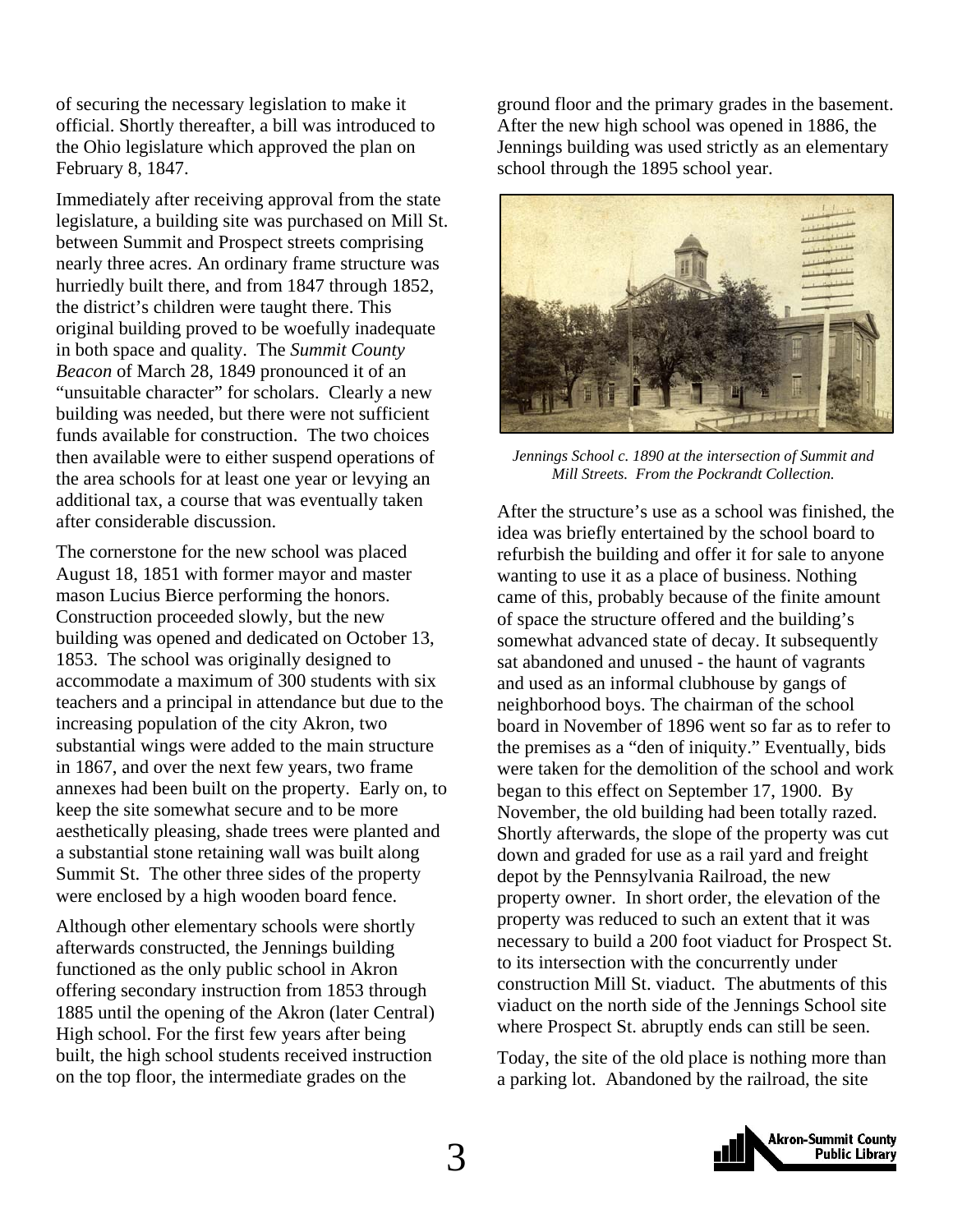of securing the necessary legislation to make it official. Shortly thereafter, a bill was introduced to the Ohio legislature which approved the plan on February 8, 1847.

Immediately after receiving approval from the state legislature, a building site was purchased on Mill St. between Summit and Prospect streets comprising nearly three acres. An ordinary frame structure was hurriedly built there, and from 1847 through 1852, the district's children were taught there. This original building proved to be woefully inadequate in both space and quality. The *Summit County Beacon* of March 28, 1849 pronounced it of an "unsuitable character" for scholars. Clearly a new building was needed, but there were not sufficient funds available for construction. The two choices then available were to either suspend operations of the area schools for at least one year or levying an additional tax, a course that was eventually taken after considerable discussion.

The cornerstone for the new school was placed August 18, 1851 with former mayor and master mason Lucius Bierce performing the honors. Construction proceeded slowly, but the new building was opened and dedicated on October 13, 1853. The school was originally designed to accommodate a maximum of 300 students with six teachers and a principal in attendance but due to the increasing population of the city Akron, two substantial wings were added to the main structure in 1867, and over the next few years, two frame annexes had been built on the property. Early on, to keep the site somewhat secure and to be more aesthetically pleasing, shade trees were planted and a substantial stone retaining wall was built along Summit St. The other three sides of the property were enclosed by a high wooden board fence.

Although other elementary schools were shortly afterwards constructed, the Jennings building functioned as the only public school in Akron offering secondary instruction from 1853 through 1885 until the opening of the Akron (later Central) High school. For the first few years after being built, the high school students received instruction on the top floor, the intermediate grades on the ground floor and the primary grades in the basement. After the new high school was opened in 1886, the Jennings building was used strictly as an elementary school through the 1895 school year.

*Jennings School c. 1890 at the intersection of Summit and Mill Streets. From the Pockrandt Collection.*

After the structure's use as a school was finished, the idea was briefly entertained by the school board to refurbish the building and offer it for sale to anyone wanting to use it as a place of business. Nothing came of this, probably because of the finite amount of space the structure offered and the building's somewhat advanced state of decay. It subsequently sat abandoned and unused - the haunt of vagrants and used as an informal clubhouse by gangs of neighborhood boys. The chairman of the school board in November of 1896 went so far as to refer to the premises as a "den of iniquity." Eventually, bids were taken for the demolition of the school and work began to this effect on September 17, 1900. By November, the old building had been totally razed. Shortly afterwards, the slope of the property was cut down and graded for use as a rail yard and freight depot by the Pennsylvania Railroad, the new property owner. In short order, the elevation of the property was reduced to such an extent that it was necessary to build a 200 foot viaduct for Prospect St. to its intersection with the concurrently under construction Mill St. viaduct. The abutments of this viaduct on the north side of the Jennings School site where Prospect St. abruptly ends can still be seen.

Today, the site of the old place is nothing more than a parking lot. Abandoned by the railroad, the site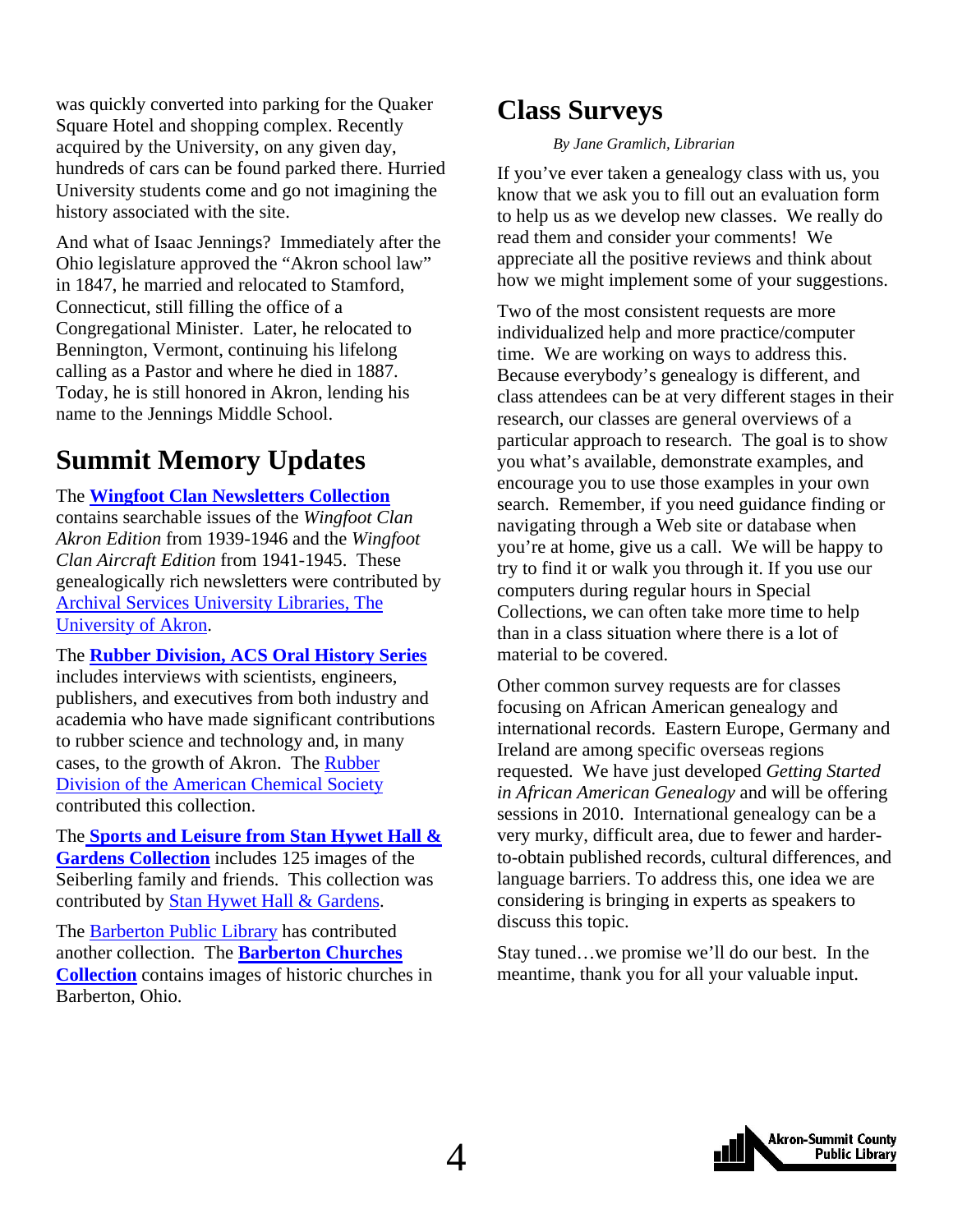was quickly converted into parking for the Quaker Square Hotel and shopping complex. Recently acquired by the University, on any given day, hundreds of cars can be found parked there. Hurried University students come and go not imagining the history associated with the site.

And what of Isaac Jennings? Immediately after the Ohio legislature approved the "Akron school law" in 1847, he married and relocated to Stamford, Connecticut, still filling the office of a Congregational Minister. Later, he relocated to Bennington, Vermont, continuing his lifelong calling as a Pastor and where he died in 1887. Today, he is still honored in Akron, lending his name to the Jennings Middle School.

## Summit Memory Updates

The **Wingfoot Clan Newsletters Collection** contains searchable issues of the *Wingfoot Clan Akron Edition* from 1939-1946 and the *Wingfoot Clan Aircraft Edition* from 1941-1945. These genealogically rich newsletters were contributed by Archival Services University Libraries, The University of Akron.

The **Rubber Division, ACS Oral History Series** includes interviews with scientists, engineers, publishers, and executives from both industry and academia who have made significant contributions to rubber science and technology and, in many cases, to the growth of Akron. The Rubber Division of the American Chemical Society contributed this collection.

The **Sports and Leisure from Stan Hywet Hall & Gardens Collection** includes 125 images of the Seiberling family and friends. This collection was contributed by Stan Hywet Hall & Gardens.

The Barberton Public Library has contributed another collection. The **Barberton Churches Collection** contains images of historic churches in Barberton, Ohio.

## Class Surveys

*By Jane Gramlich, Librarian*

If you've ever taken a genealogy class with us, you know that we ask you to fill out an evaluation form to help us as we develop new classes. We really do read them and consider your comments! We appreciate all the positive reviews and think about how we might implement some of your suggestions.

Two of the most consistent requests are more individualized help and more practice/computer time. We are working on ways to address this. Because everybody's genealogy is different, and class attendees can be at very different stages in their research, our classes are general overviews of a particular approach to research. The goal is to show you what's available, demonstrate examples, and encourage you to use those examples in your own search. Remember, if you need guidance finding or navigating through a Web site or database when you're at home, give us a call. We will be happy to try to find it or walk you through it. If you use our computers during regular hours in Special Collections, we can often take more time to help than in a class situation where there is a lot of material to be covered.

Other common survey requests are for classes focusing on African American genealogy and international records. Eastern Europe, Germany and Ireland are among specific overseas regions requested. We have just developed *Getting Started in African American Genealogy* and will be offering sessions in 2010. International genealogy can be a very murky, difficult area, due to fewer and harder-to-obtain published records, cultural differences, and language barriers. To address this, one idea we are considering is bringing in experts as speakers to discuss this topic.

Stay tuned…we promise we'll do our best. In the meantime, thank you for all your valuable input.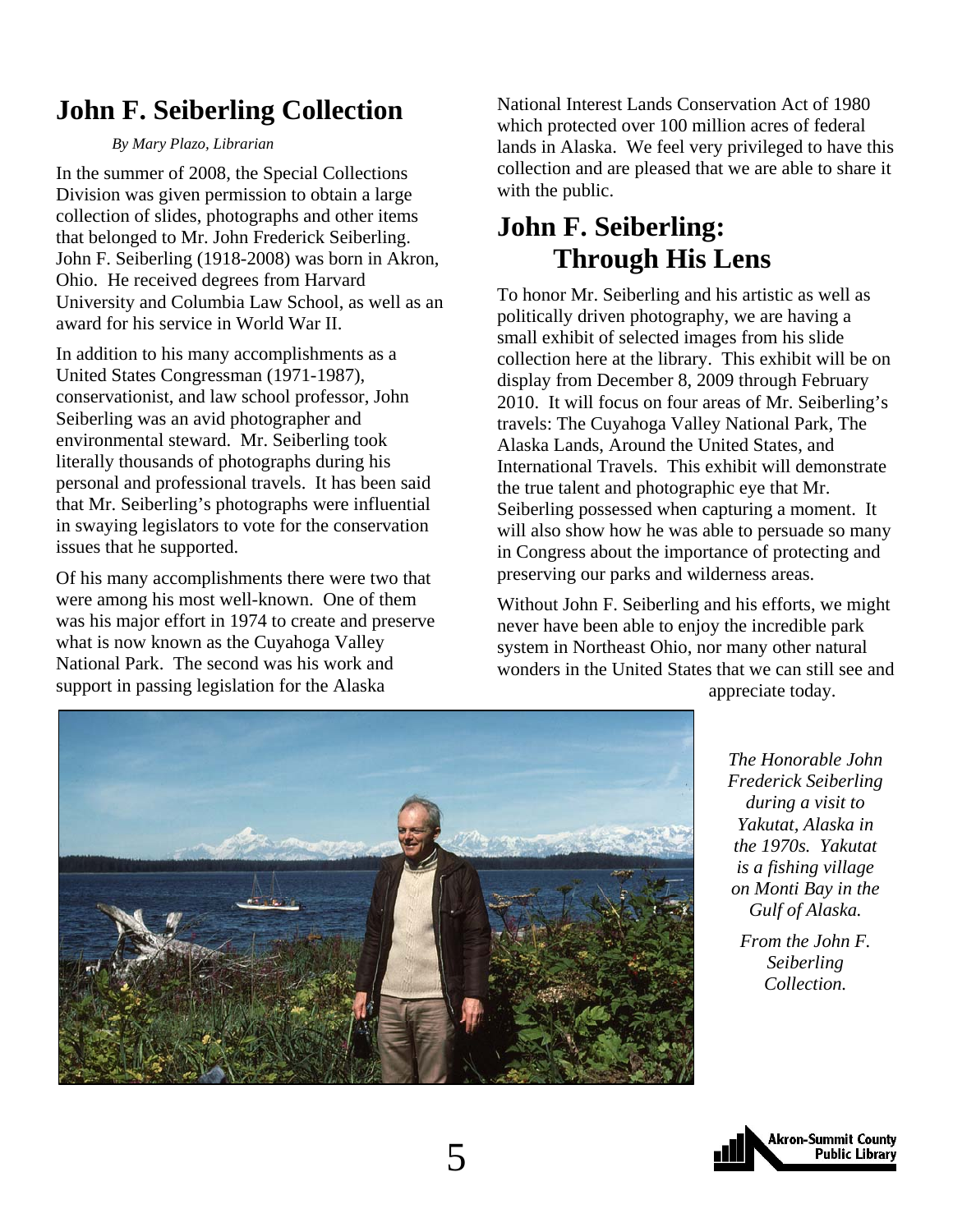# John F. Seiberling Collection

*By Mary Plazo, Librarian*

In the summer of 2008, the Special Collections Division was given permission to obtain a large collection of slides, photographs and other items that belonged to Mr. John Frederick Seiberling. John F. Seiberling (1918-2008) was born in Akron, Ohio. He received degrees from Harvard University and Columbia Law School, as well as an award for his service in World War II.

In addition to his many accomplishments as a United States Congressman (1971-1987), conservationist, and law school professor, John Seiberling was an avid photographer and environmental steward. Mr. Seiberling took literally thousands of photographs during his personal and professional travels. It has been said that Mr. Seiberling's photographs were influential in swaying legislators to vote for the conservation issues that he supported.

Of his many accomplishments there were two that were among his most well-known. One of them was his major effort in 1974 to create and preserve what is now known as the Cuyahoga Valley National Park. The second was his work and support in passing legislation for the Alaska National Interest Lands Conservation Act of 1980 which protected over 100 million acres of federal lands in Alaska. We feel very privileged to have this collection and are pleased that we are able to share it with the public.

## John F. Seiberling: Through His Lens

To honor Mr. Seiberling and his artistic as well as politically driven photography, we are having a small exhibit of selected images from his slide collection here at the library. This exhibit will be on display from December 8, 2009 through February 2010. It will focus on four areas of Mr. Seiberling's travels: The Cuyahoga Valley National Park, The Alaska Lands, Around the United States, and International Travels. This exhibit will demonstrate the true talent and photographic eye that Mr. Seiberling possessed when capturing a moment. It will also show how he was able to persuade so many in Congress about the importance of protecting and preserving our parks and wilderness areas.

Without John F. Seiberling and his efforts, we might never have been able to enjoy the incredible park system in Northeast Ohio, nor many other natural wonders in the United States that we can still see and appreciate today.

*The Honorable John Frederick Seiberling during a visit to Yakutat, Alaska in the 1970s. Yakutat is a fishing village on Monti Bay in the Gulf of Alaska.*

*From the John F. Seiberling Collection.*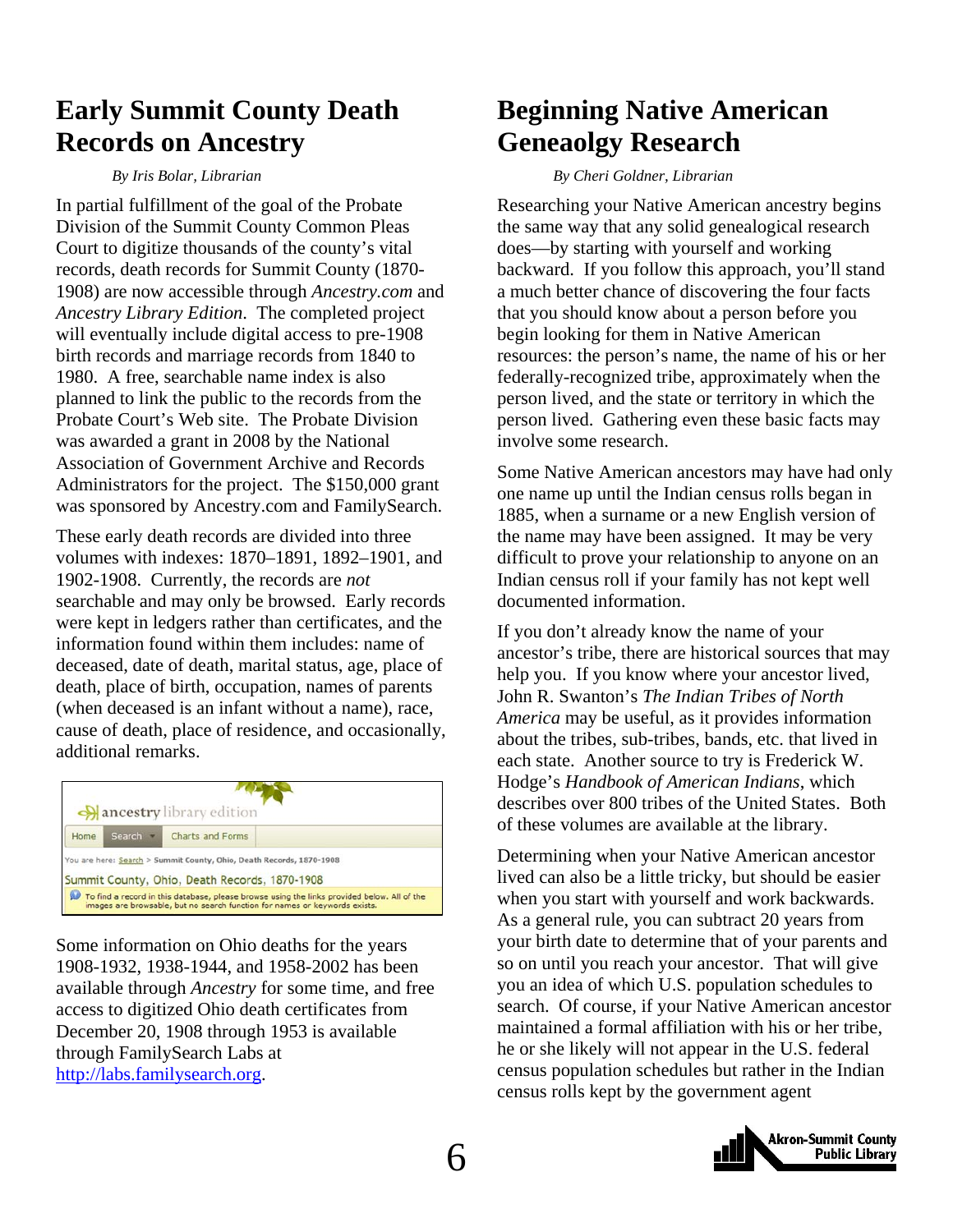## Early Summit County Death Records on Ancestry

*By Iris Bolar, Librarian*

In partial fulfillment of the goal of the Probate Division of the Summit County Common Pleas Court to digitize thousands of the county's vital records, death records for Summit County (1870-1908) are now accessible through *Ancestry.com* and *Ancestry Library Edition*. The completed project will eventually include digital access to pre-1908 birth records and marriage records from 1840 to 1980. A free, searchable name index is also planned to link the public to the records from the Probate Court's Web site. The Probate Division was awarded a grant in 2008 by the National Association of Government Archive and Records Administrators for the project. The $150,000 grant was sponsored by Ancestry.com and FamilySearch.

These early death records are divided into three volumes with indexes: 1870–1891, 1892–1901, and 1902-1908. Currently, the records are *not* searchable and may only be browsed. Early records were kept in ledgers rather than certificates, and the information found within them includes: name of deceased, date of death, marital status, age, place of death, place of birth, occupation, names of parents (when deceased is an infant without a name), race, cause of death, place of residence, and occasionally, additional remarks.

ancestry library edition

Home | Search | Charts and Forms

You are here: Search > Summit County, Ohio, Death Records, 1870-1908

Summit County, Ohio, Death Records, 1870-1908

To find a record in this database, please browse using the links provided below. All of the images are browsable, but no search function for names or keywords exists.

Some information on Ohio deaths for the years 1908-1932, 1938-1944, and 1958-2002 has been available through *Ancestry* for some time, and free access to digitized Ohio death certificates from December 20, 1908 through 1953 is available through FamilySearch Labs at http://labs.familysearch.org.

## Beginning Native American Geneaolgy Research

*By Cheri Goldner, Librarian*

Researching your Native American ancestry begins the same way that any solid genealogical research does—by starting with yourself and working backward. If you follow this approach, you'll stand a much better chance of discovering the four facts that you should know about a person before you begin looking for them in Native American resources: the person's name, the name of his or her federally-recognized tribe, approximately when the person lived, and the state or territory in which the person lived. Gathering even these basic facts may involve some research.

Some Native American ancestors may have had only one name up until the Indian census rolls began in 1885, when a surname or a new English version of the name may have been assigned. It may be very difficult to prove your relationship to anyone on an Indian census roll if your family has not kept well documented information.

If you don't already know the name of your ancestor's tribe, there are historical sources that may help you. If you know where your ancestor lived, John R. Swanton's *The Indian Tribes of North America* may be useful, as it provides information about the tribes, sub-tribes, bands, etc. that lived in each state. Another source to try is Frederick W. Hodge's *Handbook of American Indians*, which describes over 800 tribes of the United States. Both of these volumes are available at the library.

Determining when your Native American ancestor lived can also be a little tricky, but should be easier when you start with yourself and work backwards. As a general rule, you can subtract 20 years from your birth date to determine that of your parents and so on until you reach your ancestor. That will give you an idea of which U.S. population schedules to search. Of course, if your Native American ancestor maintained a formal affiliation with his or her tribe, he or she likely will not appear in the U.S. federal census population schedules but rather in the Indian census rolls kept by the government agent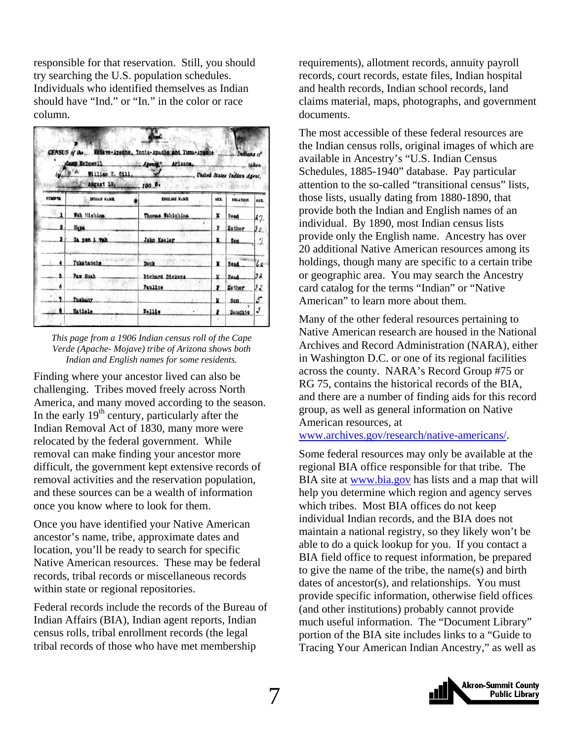responsible for that reservation. Still, you should try searching the U.S. population schedules. Individuals who identified themselves as Indian should have "Ind." or "In." in the color or race column.

*This page from a 1906 Indian census roll of the Cape Verde (Apache- Mojave) tribe of Arizona shows both Indian and English names for some residents.*

Finding where your ancestor lived can also be challenging. Tribes moved freely across North America, and many moved according to the season. In the early 19th century, particularly after the Indian Removal Act of 1830, many more were relocated by the federal government. While removal can make finding your ancestor more difficult, the government kept extensive records of removal activities and the reservation population, and these sources can be a wealth of information once you know where to look for them.

Once you have identified your Native American ancestor's name, tribe, approximate dates and location, you'll be ready to search for specific Native American resources. These may be federal records, tribal records or miscellaneous records within state or regional repositories.

Federal records include the records of the Bureau of Indian Affairs (BIA), Indian agent reports, Indian census rolls, tribal enrollment records (the legal tribal records of those who have met membership requirements), allotment records, annuity payroll records, court records, estate files, Indian hospital and health records, Indian school records, land claims material, maps, photographs, and government documents.

The most accessible of these federal resources are the Indian census rolls, original images of which are available in Ancestry's "U.S. Indian Census Schedules, 1885-1940" database. Pay particular attention to the so-called "transitional census" lists, those lists, usually dating from 1880-1890, that provide both the Indian and English names of an individual. By 1890, most Indian census lists provide only the English name. Ancestry has over 20 additional Native American resources among its holdings, though many are specific to a certain tribe or geographic area. You may search the Ancestry card catalog for the terms "Indian" or "Native American" to learn more about them.

Many of the other federal resources pertaining to Native American research are housed in the National Archives and Record Administration (NARA), either in Washington D.C. or one of its regional facilities across the county. NARA's Record Group #75 or RG 75, contains the historical records of the BIA, and there are a number of finding aids for this record group, as well as general information on Native American resources, at www.archives.gov/research/native-americans/.

Some federal resources may only be available at the regional BIA office responsible for that tribe. The BIA site at www.bia.gov has lists and a map that will help you determine which region and agency serves which tribes. Most BIA offices do not keep individual Indian records, and the BIA does not maintain a national registry, so they likely won't be able to do a quick lookup for you. If you contact a BIA field office to request information, be prepared to give the name of the tribe, the name(s) and birth dates of ancestor(s), and relationships. You must provide specific information, otherwise field offices (and other institutions) probably cannot provide much useful information. The "Document Library" portion of the BIA site includes links to a "Guide to Tracing Your American Indian Ancestry," as well as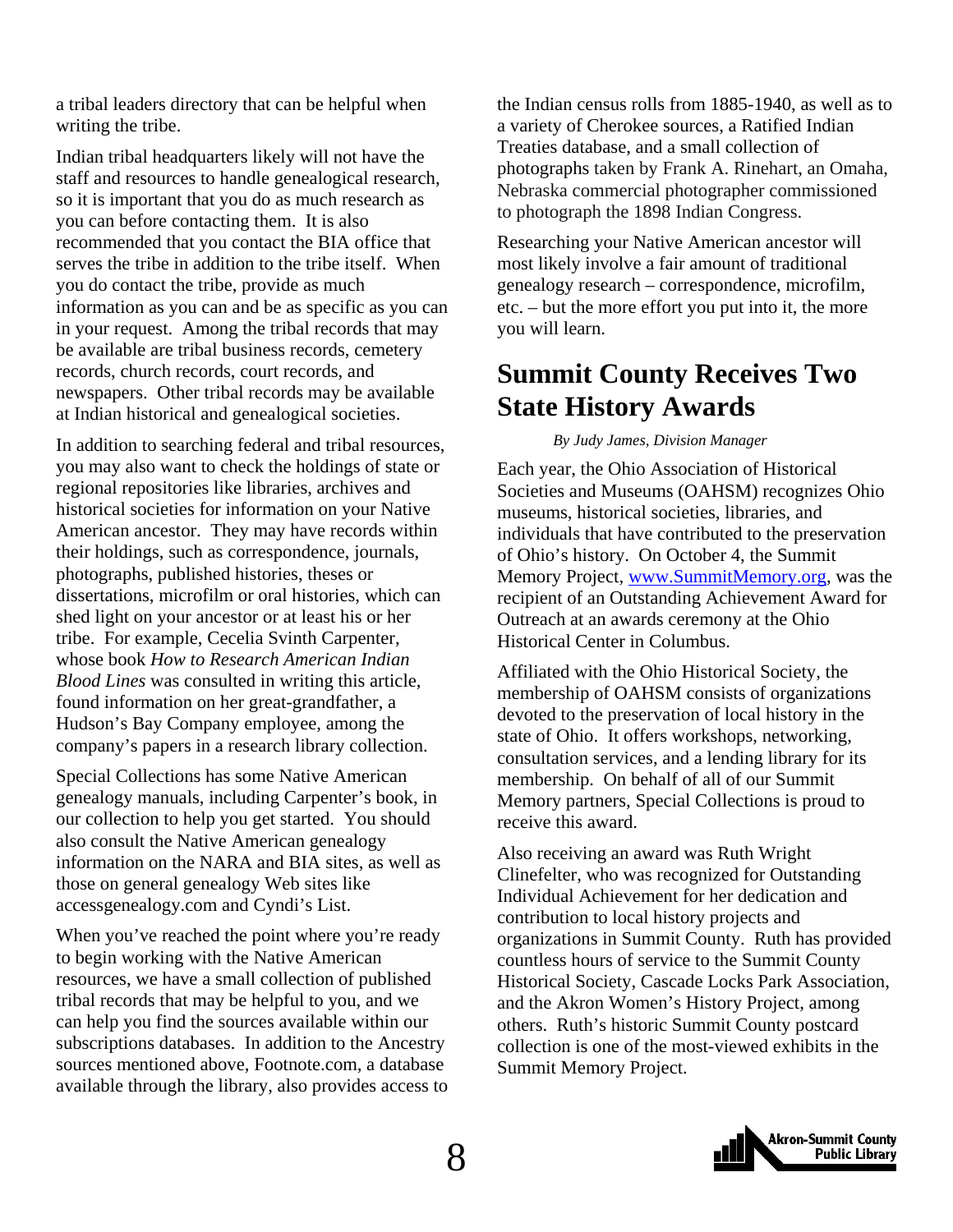a tribal leaders directory that can be helpful when writing the tribe.

Indian tribal headquarters likely will not have the staff and resources to handle genealogical research, so it is important that you do as much research as you can before contacting them. It is also recommended that you contact the BIA office that serves the tribe in addition to the tribe itself. When you do contact the tribe, provide as much information as you can and be as specific as you can in your request. Among the tribal records that may be available are tribal business records, cemetery records, church records, court records, and newspapers. Other tribal records may be available at Indian historical and genealogical societies.

In addition to searching federal and tribal resources, you may also want to check the holdings of state or regional repositories like libraries, archives and historical societies for information on your Native American ancestor. They may have records within their holdings, such as correspondence, journals, photographs, published histories, theses or dissertations, microfilm or oral histories, which can shed light on your ancestor or at least his or her tribe. For example, Cecelia Svinth Carpenter, whose book *How to Research American Indian Blood Lines* was consulted in writing this article, found information on her great-grandfather, a Hudson's Bay Company employee, among the company's papers in a research library collection.

Special Collections has some Native American genealogy manuals, including Carpenter's book, in our collection to help you get started. You should also consult the Native American genealogy information on the NARA and BIA sites, as well as those on general genealogy Web sites like accessgenealogy.com and Cyndi's List.

When you've reached the point where you're ready to begin working with the Native American resources, we have a small collection of published tribal records that may be helpful to you, and we can help you find the sources available within our subscriptions databases. In addition to the Ancestry sources mentioned above, Footnote.com, a database available through the library, also provides access to the Indian census rolls from 1885-1940, as well as to a variety of Cherokee sources, a Ratified Indian Treaties database, and a small collection of photographs taken by Frank A. Rinehart, an Omaha, Nebraska commercial photographer commissioned to photograph the 1898 Indian Congress.

Researching your Native American ancestor will most likely involve a fair amount of traditional genealogy research – correspondence, microfilm, etc. – but the more effort you put into it, the more you will learn.

# Summit County Receives Two State History Awards

*By Judy James, Division Manager*

Each year, the Ohio Association of Historical Societies and Museums (OAHSM) recognizes Ohio museums, historical societies, libraries, and individuals that have contributed to the preservation of Ohio's history. On October 4, the Summit Memory Project, www.SummitMemory.org, was the recipient of an Outstanding Achievement Award for Outreach at an awards ceremony at the Ohio Historical Center in Columbus.

Affiliated with the Ohio Historical Society, the membership of OAHSM consists of organizations devoted to the preservation of local history in the state of Ohio. It offers workshops, networking, consultation services, and a lending library for its membership. On behalf of all of our Summit Memory partners, Special Collections is proud to receive this award.

Also receiving an award was Ruth Wright Clinefelter, who was recognized for Outstanding Individual Achievement for her dedication and contribution to local history projects and organizations in Summit County. Ruth has provided countless hours of service to the Summit County Historical Society, Cascade Locks Park Association, and the Akron Women's History Project, among others. Ruth's historic Summit County postcard collection is one of the most-viewed exhibits in the Summit Memory Project.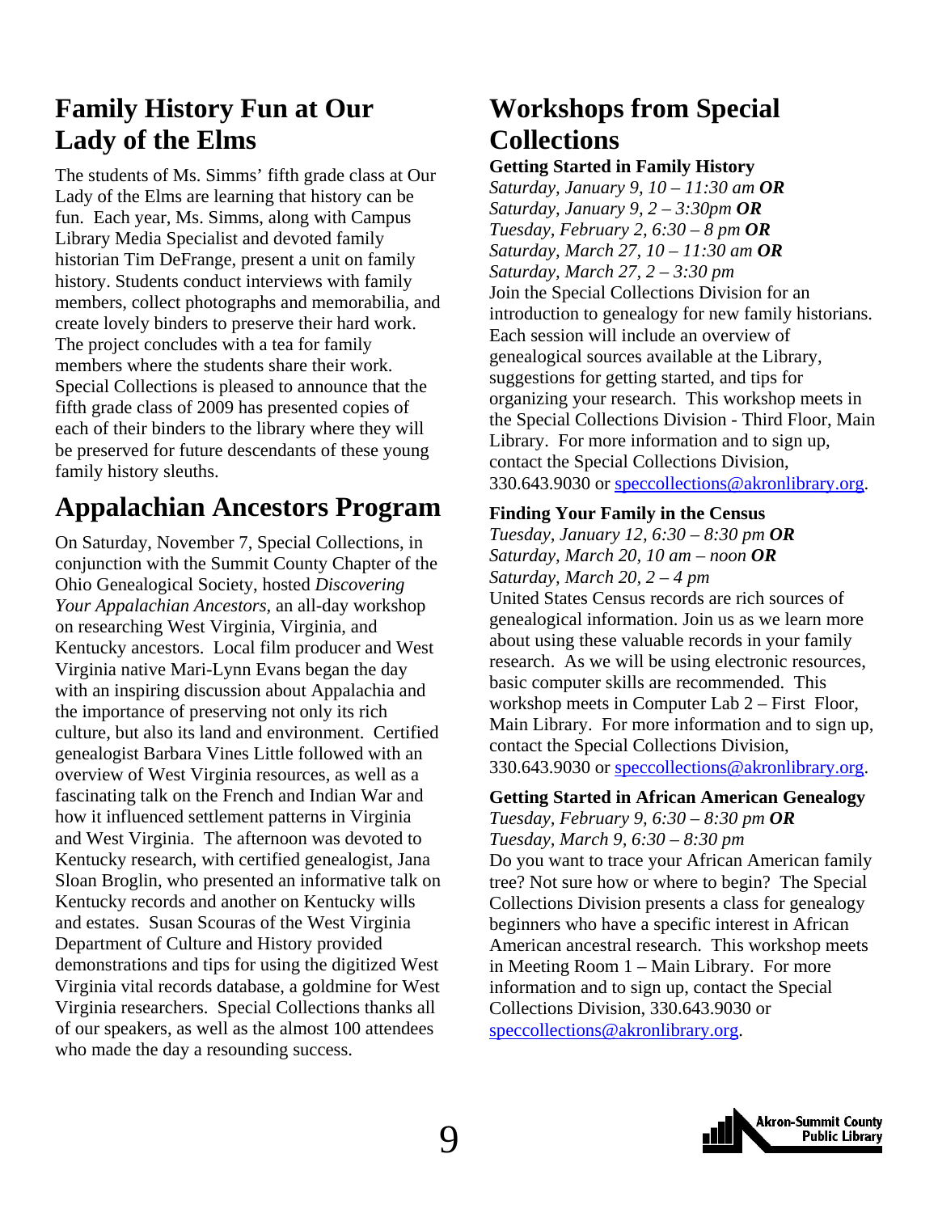## Family History Fun at Our Lady of the Elms

The students of Ms. Simms' fifth grade class at Our Lady of the Elms are learning that history can be fun. Each year, Ms. Simms, along with Campus Library Media Specialist and devoted family historian Tim DeFrange, present a unit on family history. Students conduct interviews with family members, collect photographs and memorabilia, and create lovely binders to preserve their hard work. The project concludes with a tea for family members where the students share their work. Special Collections is pleased to announce that the fifth grade class of 2009 has presented copies of each of their binders to the library where they will be preserved for future descendants of these young family history sleuths.

## Appalachian Ancestors Program

On Saturday, November 7, Special Collections, in conjunction with the Summit County Chapter of the Ohio Genealogical Society, hosted *Discovering Your Appalachian Ancestors,* an all-day workshop on researching West Virginia, Virginia, and Kentucky ancestors. Local film producer and West Virginia native Mari-Lynn Evans began the day with an inspiring discussion about Appalachia and the importance of preserving not only its rich culture, but also its land and environment. Certified genealogist Barbara Vines Little followed with an overview of West Virginia resources, as well as a fascinating talk on the French and Indian War and how it influenced settlement patterns in Virginia and West Virginia. The afternoon was devoted to Kentucky research, with certified genealogist, Jana Sloan Broglin, who presented an informative talk on Kentucky records and another on Kentucky wills and estates. Susan Scouras of the West Virginia Department of Culture and History provided demonstrations and tips for using the digitized West Virginia vital records database, a goldmine for West Virginia researchers. Special Collections thanks all of our speakers, as well as the almost 100 attendees who made the day a resounding success.

## Workshops from Special Collections

**Getting Started in Family History**
*Saturday, January 9, 10 – 11:30 am* ***OR***
*Saturday, January 9, 2 – 3:30pm* ***OR***
*Tuesday, February 2, 6:30 – 8 pm* ***OR***
*Saturday, March 27, 10 – 11:30 am* ***OR***
*Saturday, March 27, 2 – 3:30 pm*
Join the Special Collections Division for an introduction to genealogy for new family historians. Each session will include an overview of genealogical sources available at the Library, suggestions for getting started, and tips for organizing your research. This workshop meets in the Special Collections Division - Third Floor, Main Library. For more information and to sign up, contact the Special Collections Division, 330.643.9030 or speccollections@akronlibrary.org.

**Finding Your Family in the Census**
*Tuesday, January 12, 6:30 – 8:30 pm* ***OR***
*Saturday, March 20, 10 am – noon* ***OR***
*Saturday, March 20, 2 – 4 pm*
United States Census records are rich sources of genealogical information. Join us as we learn more about using these valuable records in your family research. As we will be using electronic resources, basic computer skills are recommended. This workshop meets in Computer Lab 2 – First Floor, Main Library. For more information and to sign up, contact the Special Collections Division, 330.643.9030 or speccollections@akronlibrary.org.

**Getting Started in African American Genealogy**
*Tuesday, February 9, 6:30 – 8:30 pm* ***OR***
*Tuesday, March 9, 6:30 – 8:30 pm*
Do you want to trace your African American family tree? Not sure how or where to begin? The Special Collections Division presents a class for genealogy beginners who have a specific interest in African American ancestral research. This workshop meets in Meeting Room 1 – Main Library. For more information and to sign up, contact the Special Collections Division, 330.643.9030 or speccollections@akronlibrary.org.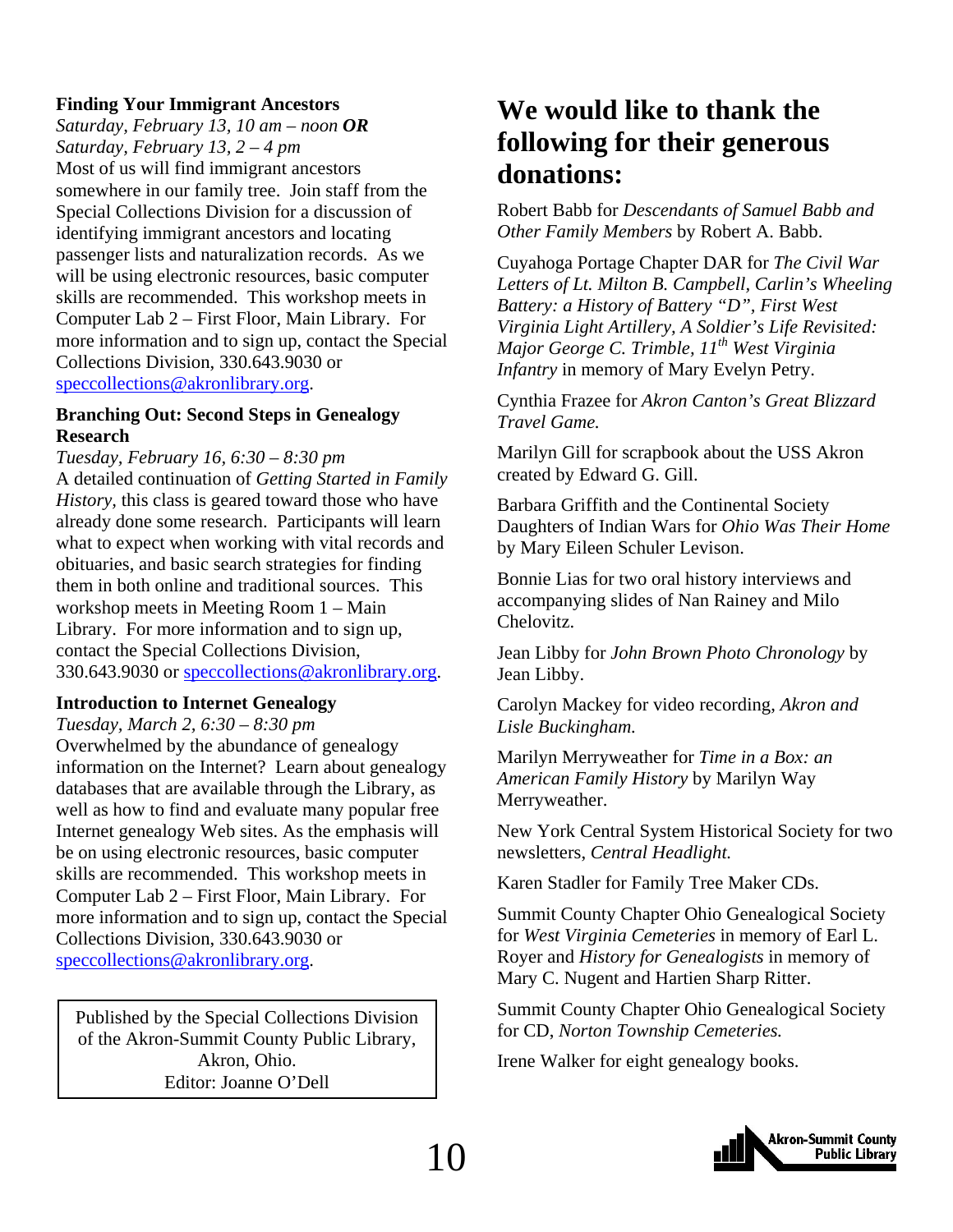**Finding Your Immigrant Ancestors**

*Saturday, February 13, 10 am – noon* ***OR***
*Saturday, February 13, 2 – 4 pm*

Most of us will find immigrant ancestors somewhere in our family tree. Join staff from the Special Collections Division for a discussion of identifying immigrant ancestors and locating passenger lists and naturalization records. As we will be using electronic resources, basic computer skills are recommended. This workshop meets in Computer Lab 2 – First Floor, Main Library. For more information and to sign up, contact the Special Collections Division, 330.643.9030 or speccollections@akronlibrary.org.

**Branching Out: Second Steps in Genealogy Research**

*Tuesday, February 16, 6:30 – 8:30 pm*

A detailed continuation of *Getting Started in Family History*, this class is geared toward those who have already done some research. Participants will learn what to expect when working with vital records and obituaries, and basic search strategies for finding them in both online and traditional sources. This workshop meets in Meeting Room 1 – Main Library. For more information and to sign up, contact the Special Collections Division, 330.643.9030 or speccollections@akronlibrary.org.

**Introduction to Internet Genealogy**

*Tuesday, March 2, 6:30 – 8:30 pm*

Overwhelmed by the abundance of genealogy information on the Internet? Learn about genealogy databases that are available through the Library, as well as how to find and evaluate many popular free Internet genealogy Web sites. As the emphasis will be on using electronic resources, basic computer skills are recommended. This workshop meets in Computer Lab 2 – First Floor, Main Library. For more information and to sign up, contact the Special Collections Division, 330.643.9030 or speccollections@akronlibrary.org.

Published by the Special Collections Division of the Akron-Summit County Public Library, Akron, Ohio.
Editor: Joanne O'Dell

## We would like to thank the following for their generous donations:

Robert Babb for *Descendants of Samuel Babb and Other Family Members* by Robert A. Babb.

Cuyahoga Portage Chapter DAR for *The Civil War Letters of Lt. Milton B. Campbell, Carlin's Wheeling Battery: a History of Battery "D", First West Virginia Light Artillery, A Soldier's Life Revisited: Major George C. Trimble, 11th West Virginia Infantry* in memory of Mary Evelyn Petry.

Cynthia Frazee for *Akron Canton's Great Blizzard Travel Game.*

Marilyn Gill for scrapbook about the USS Akron created by Edward G. Gill.

Barbara Griffith and the Continental Society Daughters of Indian Wars for *Ohio Was Their Home* by Mary Eileen Schuler Levison.

Bonnie Lias for two oral history interviews and accompanying slides of Nan Rainey and Milo Chelovitz.

Jean Libby for *John Brown Photo Chronology* by Jean Libby.

Carolyn Mackey for video recording, *Akron and Lisle Buckingham.*

Marilyn Merryweather for *Time in a Box: an American Family History* by Marilyn Way Merryweather.

New York Central System Historical Society for two newsletters, *Central Headlight.*

Karen Stadler for Family Tree Maker CDs.

Summit County Chapter Ohio Genealogical Society for *West Virginia Cemeteries* in memory of Earl L. Royer and *History for Genealogists* in memory of Mary C. Nugent and Hartien Sharp Ritter.

Summit County Chapter Ohio Genealogical Society for CD, *Norton Township Cemeteries.*

Irene Walker for eight genealogy books.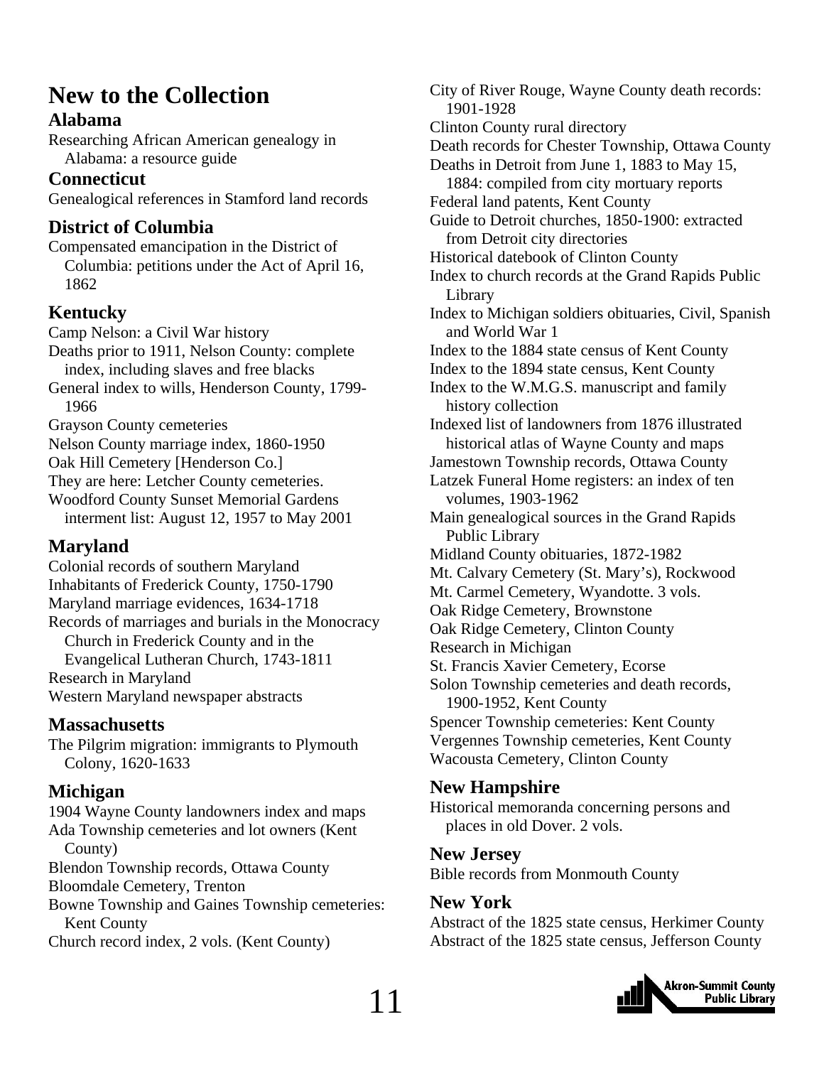# New to the Collection

## Alabama

Researching African American genealogy in Alabama: a resource guide

## Connecticut

Genealogical references in Stamford land records

## District of Columbia

Compensated emancipation in the District of Columbia: petitions under the Act of April 16, 1862

## Kentucky

Camp Nelson: a Civil War history

Deaths prior to 1911, Nelson County: complete index, including slaves and free blacks

General index to wills, Henderson County, 1799-1966

Grayson County cemeteries

Nelson County marriage index, 1860-1950

Oak Hill Cemetery [Henderson Co.]

They are here: Letcher County cemeteries.

Woodford County Sunset Memorial Gardens interment list: August 12, 1957 to May 2001

## Maryland

Colonial records of southern Maryland

Inhabitants of Frederick County, 1750-1790

Maryland marriage evidences, 1634-1718

Records of marriages and burials in the Monocracy Church in Frederick County and in the Evangelical Lutheran Church, 1743-1811

Research in Maryland

Western Maryland newspaper abstracts

## Massachusetts

The Pilgrim migration: immigrants to Plymouth Colony, 1620-1633

## Michigan

1904 Wayne County landowners index and maps

Ada Township cemeteries and lot owners (Kent County)

Blendon Township records, Ottawa County

Bloomdale Cemetery, Trenton

Bowne Township and Gaines Township cemeteries: Kent County

Church record index, 2 vols. (Kent County)

City of River Rouge, Wayne County death records: 1901-1928

Clinton County rural directory

Death records for Chester Township, Ottawa County

Deaths in Detroit from June 1, 1883 to May 15, 1884: compiled from city mortuary reports

Federal land patents, Kent County

Guide to Detroit churches, 1850-1900: extracted from Detroit city directories

Historical datebook of Clinton County

Index to church records at the Grand Rapids Public Library

Index to Michigan soldiers obituaries, Civil, Spanish and World War 1

Index to the 1884 state census of Kent County

Index to the 1894 state census, Kent County

Index to the W.M.G.S. manuscript and family history collection

Indexed list of landowners from 1876 illustrated historical atlas of Wayne County and maps

Jamestown Township records, Ottawa County

Latzek Funeral Home registers: an index of ten volumes, 1903-1962

Main genealogical sources in the Grand Rapids Public Library

Midland County obituaries, 1872-1982

Mt. Calvary Cemetery (St. Mary's), Rockwood

Mt. Carmel Cemetery, Wyandotte. 3 vols.

Oak Ridge Cemetery, Brownstone

Oak Ridge Cemetery, Clinton County

Research in Michigan

St. Francis Xavier Cemetery, Ecorse

Solon Township cemeteries and death records, 1900-1952, Kent County

Spencer Township cemeteries: Kent County

Vergennes Township cemeteries, Kent County

Wacousta Cemetery, Clinton County

## New Hampshire

Historical memoranda concerning persons and places in old Dover. 2 vols.

## New Jersey

Bible records from Monmouth County

## New York

Abstract of the 1825 state census, Herkimer County

Abstract of the 1825 state census, Jefferson County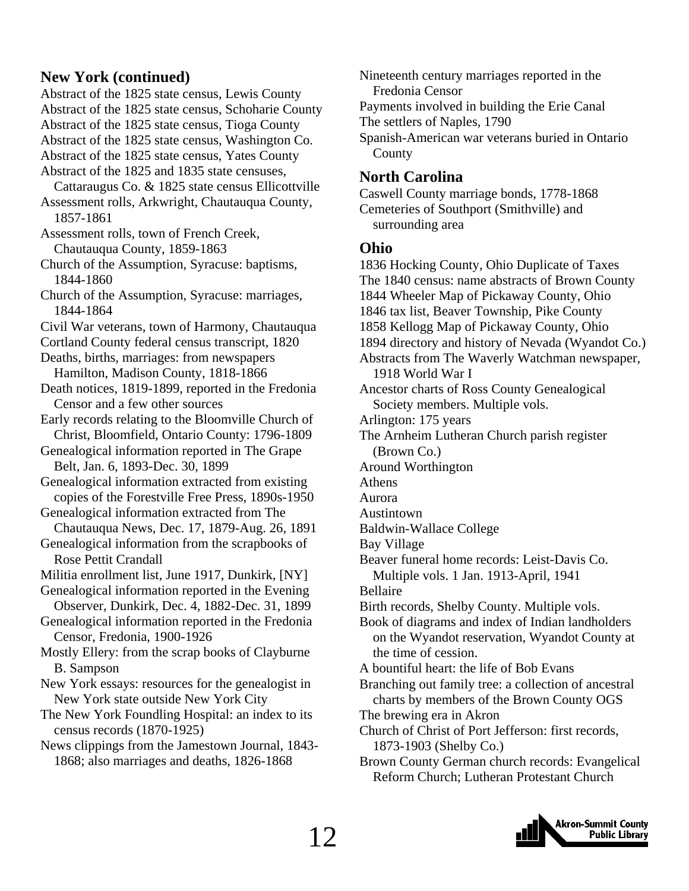## New York (continued)

Abstract of the 1825 state census, Lewis County
Abstract of the 1825 state census, Schoharie County
Abstract of the 1825 state census, Tioga County
Abstract of the 1825 state census, Washington Co.
Abstract of the 1825 state census, Yates County
Abstract of the 1825 and 1835 state censuses, Cattaraugus Co. & 1825 state census Ellicottville
Assessment rolls, Arkwright, Chautauqua County, 1857-1861
Assessment rolls, town of French Creek, Chautauqua County, 1859-1863
Church of the Assumption, Syracuse: baptisms, 1844-1860
Church of the Assumption, Syracuse: marriages, 1844-1864
Civil War veterans, town of Harmony, Chautauqua
Cortland County federal census transcript, 1820
Deaths, births, marriages: from newspapers Hamilton, Madison County, 1818-1866
Death notices, 1819-1899, reported in the Fredonia Censor and a few other sources
Early records relating to the Bloomville Church of Christ, Bloomfield, Ontario County: 1796-1809
Genealogical information reported in The Grape Belt, Jan. 6, 1893-Dec. 30, 1899
Genealogical information extracted from existing copies of the Forestville Free Press, 1890s-1950
Genealogical information extracted from The Chautauqua News, Dec. 17, 1879-Aug. 26, 1891
Genealogical information from the scrapbooks of Rose Pettit Crandall
Militia enrollment list, June 1917, Dunkirk, [NY]
Genealogical information reported in the Evening Observer, Dunkirk, Dec. 4, 1882-Dec. 31, 1899
Genealogical information reported in the Fredonia Censor, Fredonia, 1900-1926
Mostly Ellery: from the scrap books of Clayburne B. Sampson
New York essays: resources for the genealogist in New York state outside New York City
The New York Foundling Hospital: an index to its census records (1870-1925)
News clippings from the Jamestown Journal, 1843-1868; also marriages and deaths, 1826-1868
Nineteenth century marriages reported in the Fredonia Censor
Payments involved in building the Erie Canal
The settlers of Naples, 1790
Spanish-American war veterans buried in Ontario County

## North Carolina

Caswell County marriage bonds, 1778-1868
Cemeteries of Southport (Smithville) and surrounding area

## Ohio

1836 Hocking County, Ohio Duplicate of Taxes
The 1840 census: name abstracts of Brown County
1844 Wheeler Map of Pickaway County, Ohio
1846 tax list, Beaver Township, Pike County
1858 Kellogg Map of Pickaway County, Ohio
1894 directory and history of Nevada (Wyandot Co.)
Abstracts from The Waverly Watchman newspaper, 1918 World War I
Ancestor charts of Ross County Genealogical Society members. Multiple vols.
Arlington: 175 years
The Arnheim Lutheran Church parish register (Brown Co.)
Around Worthington
Athens
Aurora
Austintown
Baldwin-Wallace College
Bay Village
Beaver funeral home records: Leist-Davis Co. Multiple vols. 1 Jan. 1913-April, 1941
Bellaire
Birth records, Shelby County. Multiple vols.
Book of diagrams and index of Indian landholders on the Wyandot reservation, Wyandot County at the time of cession.
A bountiful heart: the life of Bob Evans
Branching out family tree: a collection of ancestral charts by members of the Brown County OGS
The brewing era in Akron
Church of Christ of Port Jefferson: first records, 1873-1903 (Shelby Co.)
Brown County German church records: Evangelical Reform Church; Lutheran Protestant Church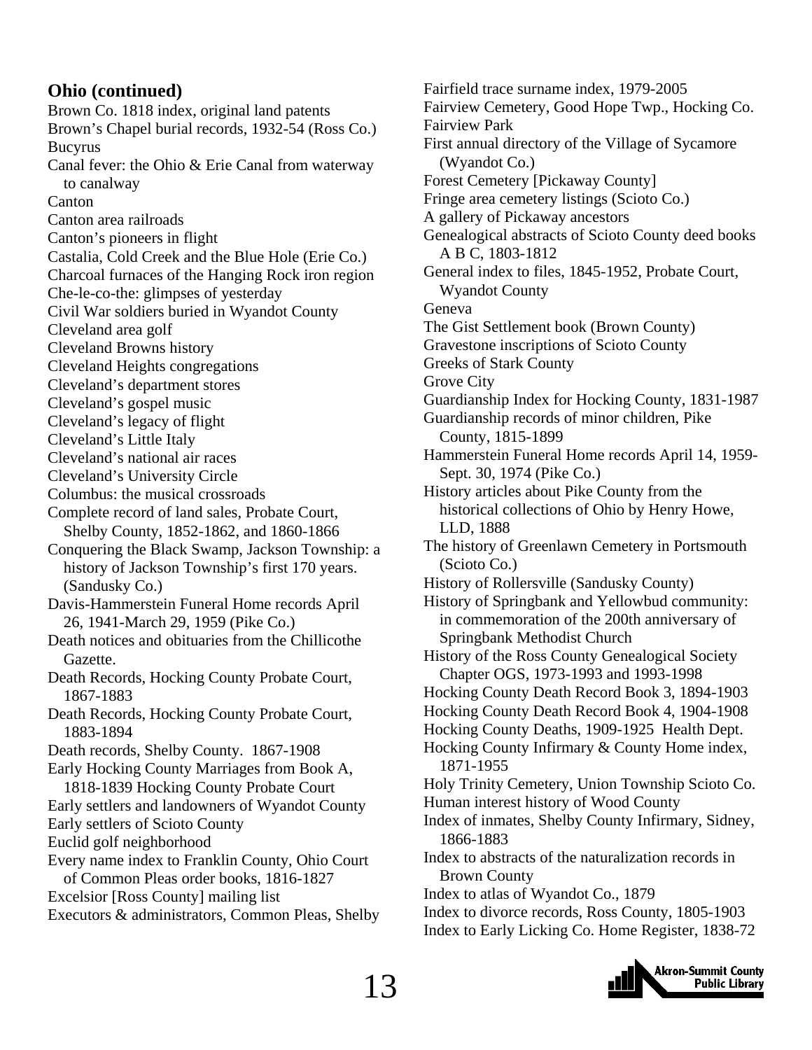## Ohio (continued)

Brown Co. 1818 index, original land patents
Brown's Chapel burial records, 1932-54 (Ross Co.)
Bucyrus
Canal fever: the Ohio & Erie Canal from waterway to canalway
Canton
Canton area railroads
Canton's pioneers in flight
Castalia, Cold Creek and the Blue Hole (Erie Co.)
Charcoal furnaces of the Hanging Rock iron region
Che-le-co-the: glimpses of yesterday
Civil War soldiers buried in Wyandot County
Cleveland area golf
Cleveland Browns history
Cleveland Heights congregations
Cleveland's department stores
Cleveland's gospel music
Cleveland's legacy of flight
Cleveland's Little Italy
Cleveland's national air races
Cleveland's University Circle
Columbus: the musical crossroads
Complete record of land sales, Probate Court, Shelby County, 1852-1862, and 1860-1866
Conquering the Black Swamp, Jackson Township: a history of Jackson Township's first 170 years. (Sandusky Co.)
Davis-Hammerstein Funeral Home records April 26, 1941-March 29, 1959 (Pike Co.)
Death notices and obituaries from the Chillicothe Gazette.
Death Records, Hocking County Probate Court, 1867-1883
Death Records, Hocking County Probate Court, 1883-1894
Death records, Shelby County. 1867-1908
Early Hocking County Marriages from Book A, 1818-1839 Hocking County Probate Court
Early settlers and landowners of Wyandot County
Early settlers of Scioto County
Euclid golf neighborhood
Every name index to Franklin County, Ohio Court of Common Pleas order books, 1816-1827
Excelsior [Ross County] mailing list
Executors & administrators, Common Pleas, Shelby
Fairfield trace surname index, 1979-2005
Fairview Cemetery, Good Hope Twp., Hocking Co.
Fairview Park
First annual directory of the Village of Sycamore (Wyandot Co.)
Forest Cemetery [Pickaway County]
Fringe area cemetery listings (Scioto Co.)
A gallery of Pickaway ancestors
Genealogical abstracts of Scioto County deed books A B C, 1803-1812
General index to files, 1845-1952, Probate Court, Wyandot County
Geneva
The Gist Settlement book (Brown County)
Gravestone inscriptions of Scioto County
Greeks of Stark County
Grove City
Guardianship Index for Hocking County, 1831-1987
Guardianship records of minor children, Pike County, 1815-1899
Hammerstein Funeral Home records April 14, 1959-Sept. 30, 1974 (Pike Co.)
History articles about Pike County from the historical collections of Ohio by Henry Howe, LLD, 1888
The history of Greenlawn Cemetery in Portsmouth (Scioto Co.)
History of Rollersville (Sandusky County)
History of Springbank and Yellowbud community: in commemoration of the 200th anniversary of Springbank Methodist Church
History of the Ross County Genealogical Society Chapter OGS, 1973-1993 and 1993-1998
Hocking County Death Record Book 3, 1894-1903
Hocking County Death Record Book 4, 1904-1908
Hocking County Deaths, 1909-1925 Health Dept.
Hocking County Infirmary & County Home index, 1871-1955
Holy Trinity Cemetery, Union Township Scioto Co.
Human interest history of Wood County
Index of inmates, Shelby County Infirmary, Sidney, 1866-1883
Index to abstracts of the naturalization records in Brown County
Index to atlas of Wyandot Co., 1879
Index to divorce records, Ross County, 1805-1903
Index to Early Licking Co. Home Register, 1838-72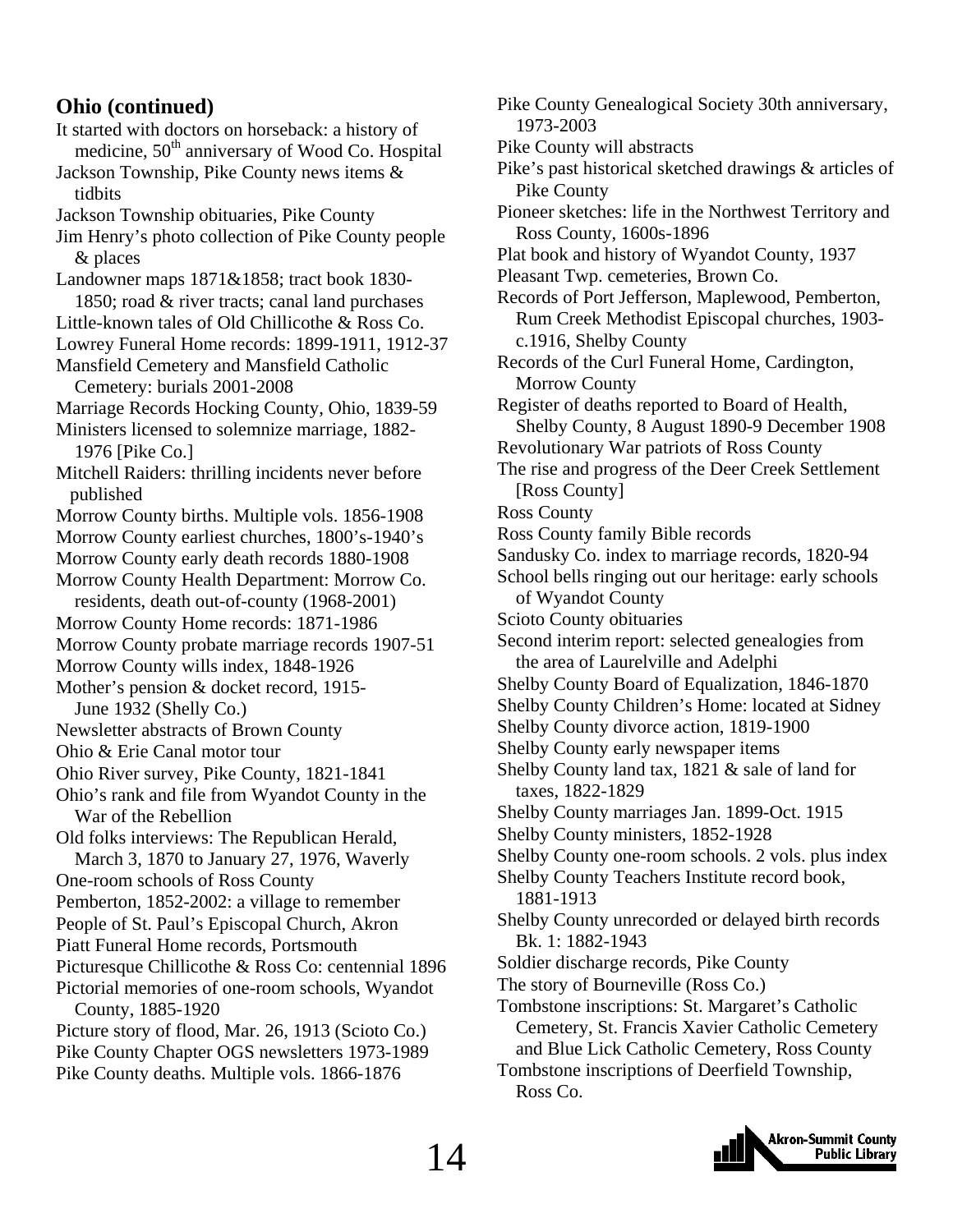## Ohio (continued)

It started with doctors on horseback: a history of medicine, 50th anniversary of Wood Co. Hospital
Jackson Township, Pike County news items & tidbits
Jackson Township obituaries, Pike County
Jim Henry's photo collection of Pike County people & places
Landowner maps 1871&1858; tract book 1830-1850; road & river tracts; canal land purchases
Little-known tales of Old Chillicothe & Ross Co.
Lowrey Funeral Home records: 1899-1911, 1912-37
Mansfield Cemetery and Mansfield Catholic Cemetery: burials 2001-2008
Marriage Records Hocking County, Ohio, 1839-59
Ministers licensed to solemnize marriage, 1882-1976 [Pike Co.]
Mitchell Raiders: thrilling incidents never before published
Morrow County births. Multiple vols. 1856-1908
Morrow County earliest churches, 1800's-1940's
Morrow County early death records 1880-1908
Morrow County Health Department: Morrow Co. residents, death out-of-county (1968-2001)
Morrow County Home records: 1871-1986
Morrow County probate marriage records 1907-51
Morrow County wills index, 1848-1926
Mother's pension & docket record, 1915-June 1932 (Shelly Co.)
Newsletter abstracts of Brown County
Ohio & Erie Canal motor tour
Ohio River survey, Pike County, 1821-1841
Ohio's rank and file from Wyandot County in the War of the Rebellion
Old folks interviews: The Republican Herald, March 3, 1870 to January 27, 1976, Waverly
One-room schools of Ross County
Pemberton, 1852-2002: a village to remember
People of St. Paul's Episcopal Church, Akron
Piatt Funeral Home records, Portsmouth
Picturesque Chillicothe & Ross Co: centennial 1896
Pictorial memories of one-room schools, Wyandot County, 1885-1920
Picture story of flood, Mar. 26, 1913 (Scioto Co.)
Pike County Chapter OGS newsletters 1973-1989
Pike County deaths. Multiple vols. 1866-1876
Pike County Genealogical Society 30th anniversary, 1973-2003
Pike County will abstracts
Pike's past historical sketched drawings & articles of Pike County
Pioneer sketches: life in the Northwest Territory and Ross County, 1600s-1896
Plat book and history of Wyandot County, 1937
Pleasant Twp. cemeteries, Brown Co.
Records of Port Jefferson, Maplewood, Pemberton, Rum Creek Methodist Episcopal churches, 1903-c.1916, Shelby County
Records of the Curl Funeral Home, Cardington, Morrow County
Register of deaths reported to Board of Health, Shelby County, 8 August 1890-9 December 1908
Revolutionary War patriots of Ross County
The rise and progress of the Deer Creek Settlement [Ross County]
Ross County
Ross County family Bible records
Sandusky Co. index to marriage records, 1820-94
School bells ringing out our heritage: early schools of Wyandot County
Scioto County obituaries
Second interim report: selected genealogies from the area of Laurelville and Adelphi
Shelby County Board of Equalization, 1846-1870
Shelby County Children's Home: located at Sidney
Shelby County divorce action, 1819-1900
Shelby County early newspaper items
Shelby County land tax, 1821 & sale of land for taxes, 1822-1829
Shelby County marriages Jan. 1899-Oct. 1915
Shelby County ministers, 1852-1928
Shelby County one-room schools. 2 vols. plus index
Shelby County Teachers Institute record book, 1881-1913
Shelby County unrecorded or delayed birth records Bk. 1: 1882-1943
Soldier discharge records, Pike County
The story of Bourneville (Ross Co.)
Tombstone inscriptions: St. Margaret's Catholic Cemetery, St. Francis Xavier Catholic Cemetery and Blue Lick Catholic Cemetery, Ross County
Tombstone inscriptions of Deerfield Township, Ross Co.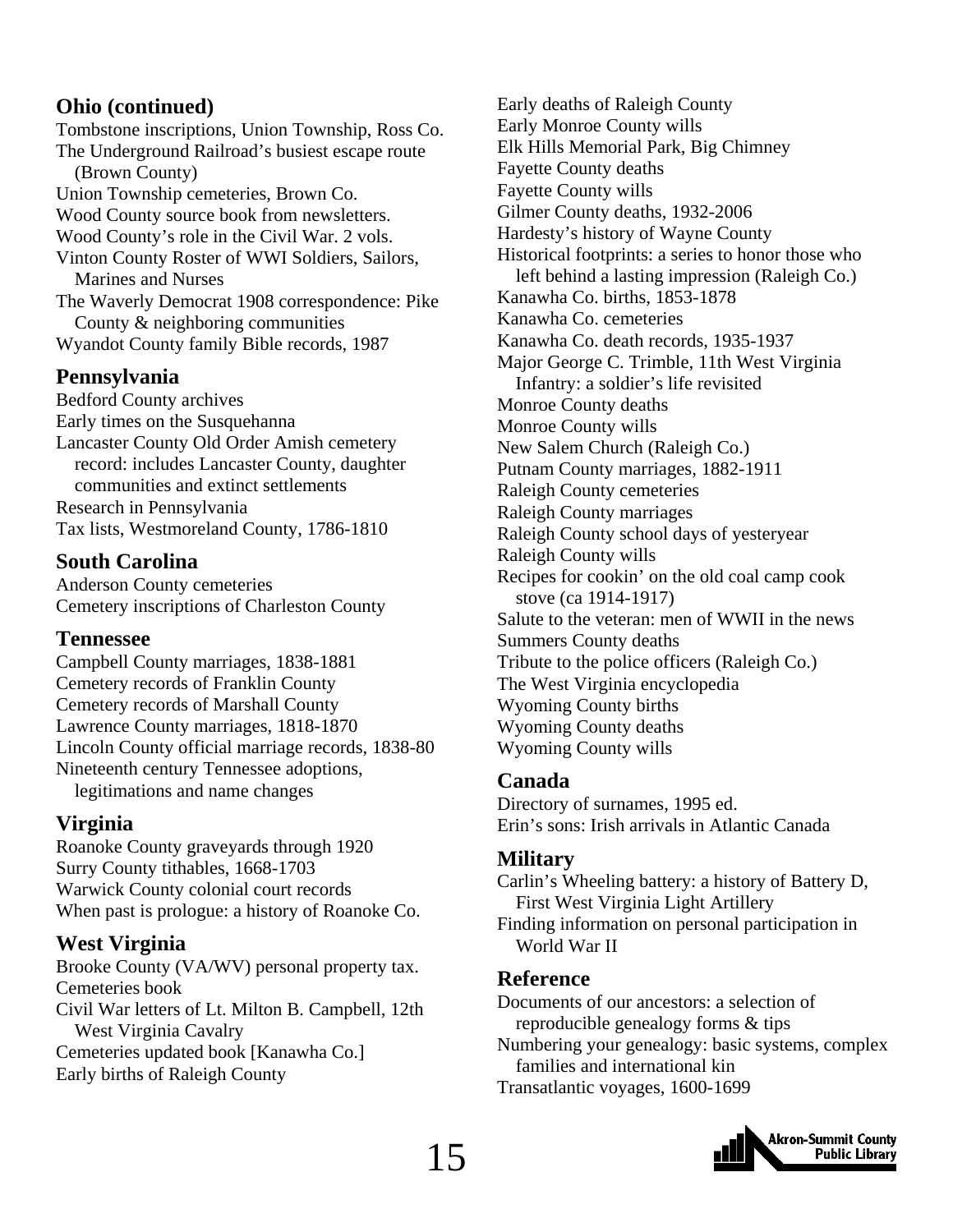## Ohio (continued)

Tombstone inscriptions, Union Township, Ross Co.
The Underground Railroad's busiest escape route (Brown County)
Union Township cemeteries, Brown Co.
Wood County source book from newsletters.
Wood County's role in the Civil War. 2 vols.
Vinton County Roster of WWI Soldiers, Sailors, Marines and Nurses
The Waverly Democrat 1908 correspondence: Pike County & neighboring communities
Wyandot County family Bible records, 1987

## Pennsylvania

Bedford County archives
Early times on the Susquehanna
Lancaster County Old Order Amish cemetery record: includes Lancaster County, daughter communities and extinct settlements
Research in Pennsylvania
Tax lists, Westmoreland County, 1786-1810

## South Carolina

Anderson County cemeteries
Cemetery inscriptions of Charleston County

## Tennessee

Campbell County marriages, 1838-1881
Cemetery records of Franklin County
Cemetery records of Marshall County
Lawrence County marriages, 1818-1870
Lincoln County official marriage records, 1838-80
Nineteenth century Tennessee adoptions, legitimations and name changes

## Virginia

Roanoke County graveyards through 1920
Surry County tithables, 1668-1703
Warwick County colonial court records
When past is prologue: a history of Roanoke Co.

## West Virginia

Brooke County (VA/WV) personal property tax.
Cemeteries book
Civil War letters of Lt. Milton B. Campbell, 12th West Virginia Cavalry
Cemeteries updated book [Kanawha Co.]
Early births of Raleigh County
Early deaths of Raleigh County
Early Monroe County wills
Elk Hills Memorial Park, Big Chimney
Fayette County deaths
Fayette County wills
Gilmer County deaths, 1932-2006
Hardesty's history of Wayne County
Historical footprints: a series to honor those who left behind a lasting impression (Raleigh Co.)
Kanawha Co. births, 1853-1878
Kanawha Co. cemeteries
Kanawha Co. death records, 1935-1937
Major George C. Trimble, 11th West Virginia Infantry: a soldier's life revisited
Monroe County deaths
Monroe County wills
New Salem Church (Raleigh Co.)
Putnam County marriages, 1882-1911
Raleigh County cemeteries
Raleigh County marriages
Raleigh County school days of yesteryear
Raleigh County wills
Recipes for cookin' on the old coal camp cook stove (ca 1914-1917)
Salute to the veteran: men of WWII in the news
Summers County deaths
Tribute to the police officers (Raleigh Co.)
The West Virginia encyclopedia
Wyoming County births
Wyoming County deaths
Wyoming County wills

## Canada

Directory of surnames, 1995 ed.
Erin's sons: Irish arrivals in Atlantic Canada

## Military

Carlin's Wheeling battery: a history of Battery D, First West Virginia Light Artillery
Finding information on personal participation in World War II

## Reference

Documents of our ancestors: a selection of reproducible genealogy forms & tips
Numbering your genealogy: basic systems, complex families and international kin
Transatlantic voyages, 1600-1699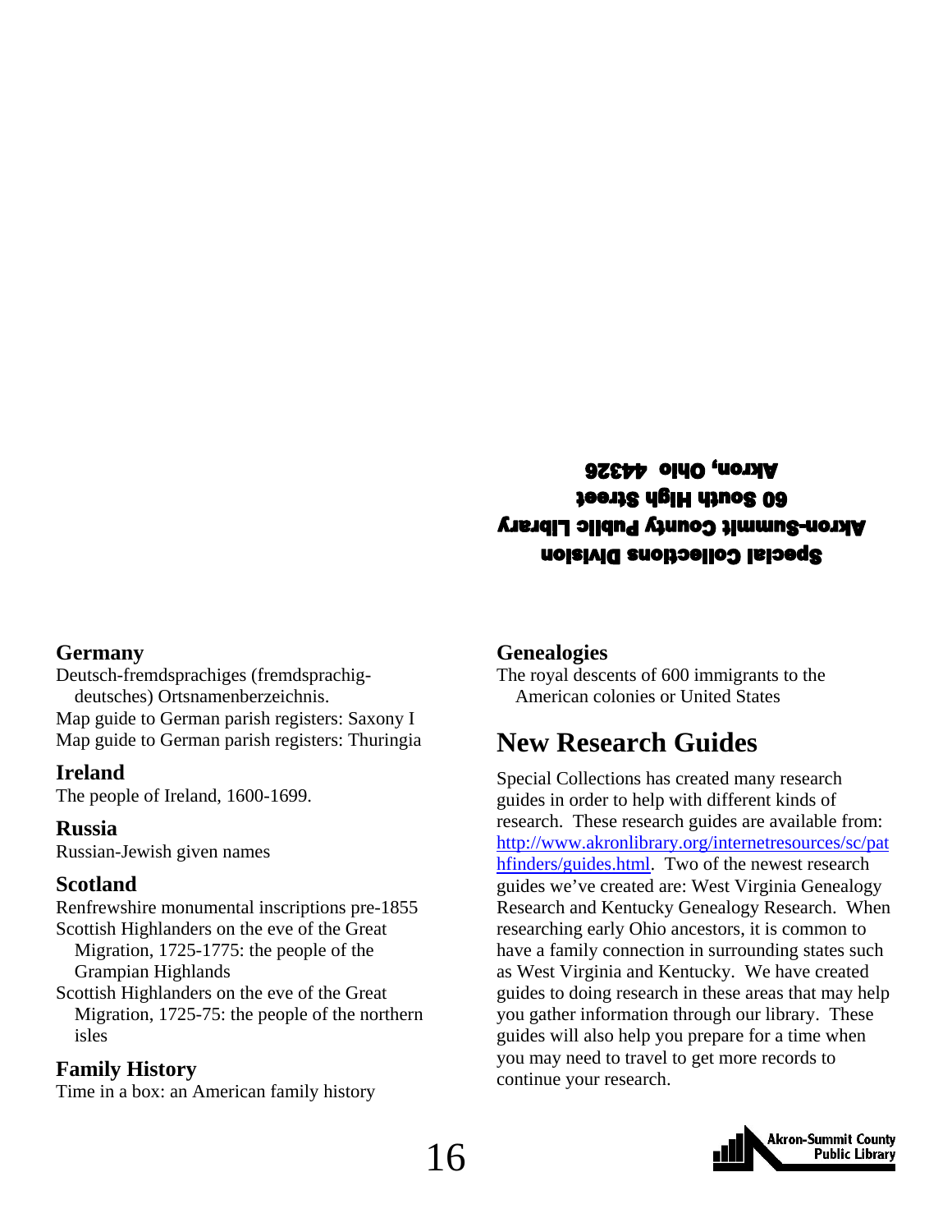Special Collections Division
Akron-Summit County Public Library
60 South High Street
Akron, Ohio 44326

### Germany

Deutsch-fremdsprachiges (fremdsprachig-deutsches) Ortsnamenberzeichnis.
Map guide to German parish registers: Saxony I
Map guide to German parish registers: Thuringia

### Ireland

The people of Ireland, 1600-1699.

### Russia

Russian-Jewish given names

### Scotland

Renfrewshire monumental inscriptions pre-1855
Scottish Highlanders on the eve of the Great Migration, 1725-1775: the people of the Grampian Highlands
Scottish Highlanders on the eve of the Great Migration, 1725-75: the people of the northern isles

### Family History

Time in a box: an American family history

### Genealogies

The royal descents of 600 immigrants to the American colonies or United States

## New Research Guides

Special Collections has created many research guides in order to help with different kinds of research. These research guides are available from: http://www.akronlibrary.org/internetresources/sc/pathfinders/guides.html. Two of the newest research guides we've created are: West Virginia Genealogy Research and Kentucky Genealogy Research. When researching early Ohio ancestors, it is common to have a family connection in surrounding states such as West Virginia and Kentucky. We have created guides to doing research in these areas that may help you gather information through our library. These guides will also help you prepare for a time when you may need to travel to get more records to continue your research.

Akron-Summit County Public Library